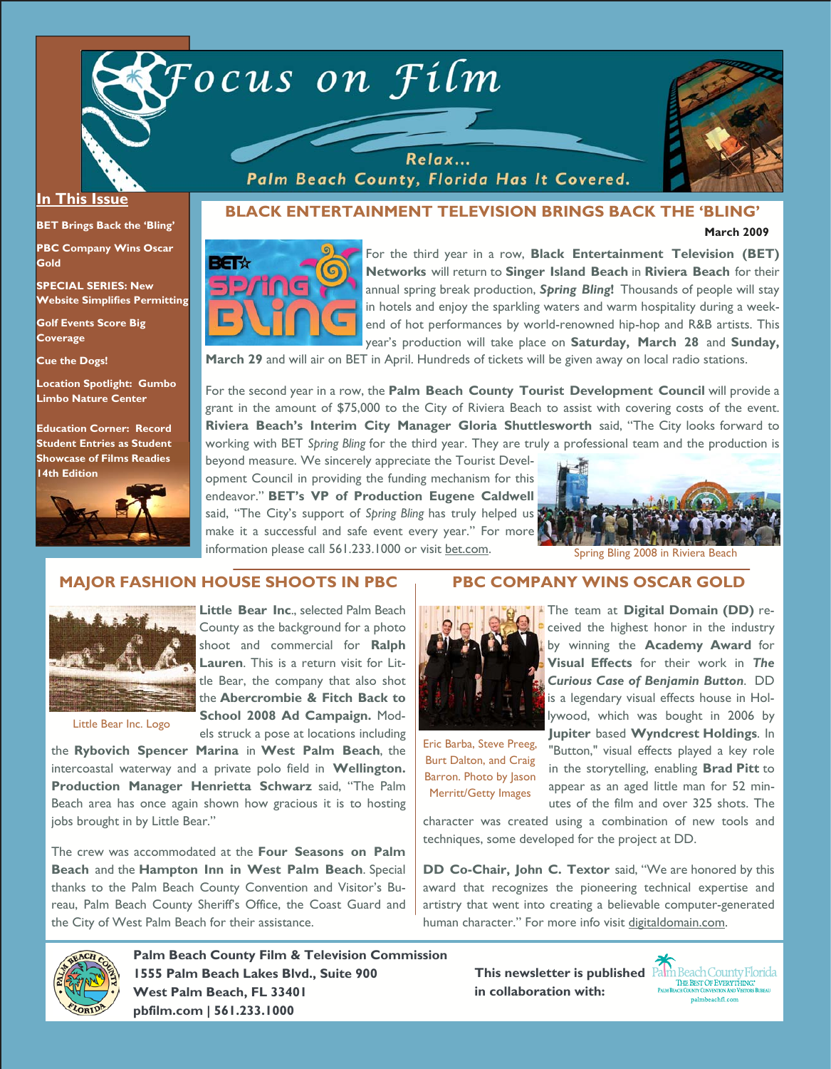# Focus on Film

Relax...
Palm Beach County, Florida Has It Covered.

**In This Issue**

- **BET Brings Back the 'Bling'**
- **PBC Company Wins Oscar Gold**
- **SPECIAL SERIES: New Website Simplifies Permitting**
- **Golf Events Score Big Coverage**
- **Cue the Dogs!**
- **Location Spotlight: Gumbo Limbo Nature Center**
- **Education Corner: Record Student Entries as Student Showcase of Films Readies 14th Edition**

## BLACK ENTERTAINMENT TELEVISION BRINGS BACK THE 'BLING'

**March 2009**

For the third year in a row, **Black Entertainment Television (BET) Networks** will return to **Singer Island Beach** in **Riviera Beach** for their annual spring break production, ***Spring Bling*!** Thousands of people will stay in hotels and enjoy the sparkling waters and warm hospitality during a weekend of hot performances by world-renowned hip-hop and R&B artists. This year's production will take place on **Saturday, March 28** and **Sunday, March 29** and will air on BET in April. Hundreds of tickets will be given away on local radio stations.

For the second year in a row, the **Palm Beach County Tourist Development Council** will provide a grant in the amount of $75,000 to the City of Riviera Beach to assist with covering costs of the event. **Riviera Beach's Interim City Manager Gloria Shuttlesworth** said, "The City looks forward to working with BET *Spring Bling* for the third year. They are truly a professional team and the production is beyond measure. We sincerely appreciate the Tourist Development Council in providing the funding mechanism for this endeavor." **BET's VP of Production Eugene Caldwell** said, "The City's support of *Spring Bling* has truly helped us make it a successful and safe event every year." For more information please call 561.233.1000 or visit bet.com.

Spring Bling 2008 in Riviera Beach

## MAJOR FASHION HOUSE SHOOTS IN PBC

Little Bear Inc. Logo

**Little Bear Inc**., selected Palm Beach County as the background for a photo shoot and commercial for **Ralph Lauren**. This is a return visit for Little Bear, the company that also shot the **Abercrombie & Fitch Back to School 2008 Ad Campaign.** Models struck a pose at locations including the **Rybovich Spencer Marina** in **West Palm Beach**, the intercoastal waterway and a private polo field in **Wellington. Production Manager Henrietta Schwarz** said, "The Palm Beach area has once again shown how gracious it is to hosting jobs brought in by Little Bear."

The crew was accommodated at the **Four Seasons on Palm Beach** and the **Hampton Inn in West Palm Beach**. Special thanks to the Palm Beach County Convention and Visitor's Bureau, Palm Beach County Sheriff's Office, the Coast Guard and the City of West Palm Beach for their assistance.

## PBC COMPANY WINS OSCAR GOLD

Eric Barba, Steve Preeg, Burt Dalton, and Craig Barron. Photo by Jason Merritt/Getty Images

The team at **Digital Domain (DD)** received the highest honor in the industry by winning the **Academy Award** for **Visual Effects** for their work in ***The Curious Case of Benjamin Button***. DD is a legendary visual effects house in Hollywood, which was bought in 2006 by **Jupiter** based **Wyndcrest Holdings**. In "Button," visual effects played a key role in the storytelling, enabling **Brad Pitt** to appear as an aged little man for 52 minutes of the film and over 325 shots. The character was created using a combination of new tools and techniques, some developed for the project at DD.

**DD Co-Chair, John C. Textor** said, "We are honored by this award that recognizes the pioneering technical expertise and artistry that went into creating a believable computer-generated human character." For more info visit digitaldomain.com.

**Palm Beach County Film & Television Commission**
**1555 Palm Beach Lakes Blvd., Suite 900**
**West Palm Beach, FL 33401**
**pbfilm.com | 561.233.1000**

**This newsletter is published in collaboration with:** Palm Beach County Florida — The Best Of Everything — Palm Beach County Convention and Visitors Bureau — palmbeachfl.com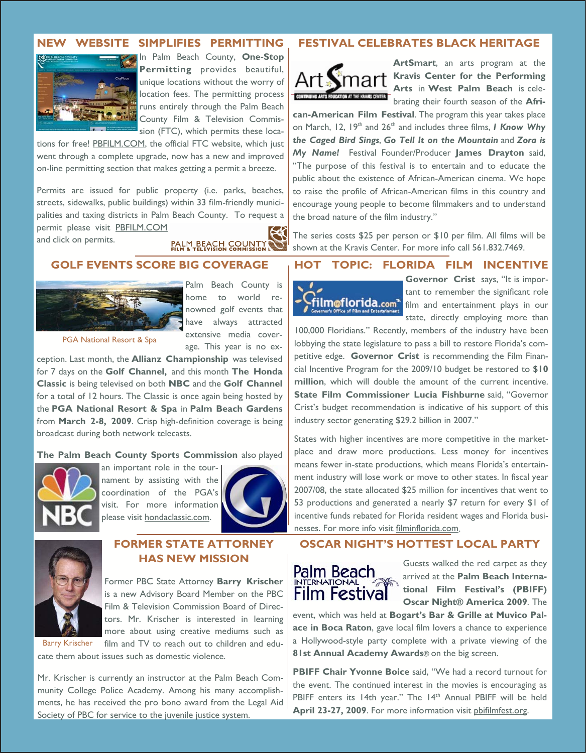## NEW WEBSITE SIMPLIFIES PERMITTING

In Palm Beach County, **One-Stop Permitting** provides beautiful, unique locations without the worry of location fees. The permitting process runs entirely through the Palm Beach County Film & Television Commission (FTC), which permits these locations for free! PBFILM.COM, the official FTC website, which just went through a complete upgrade, now has a new and improved on-line permitting section that makes getting a permit a breeze.

Permits are issued for public property (i.e. parks, beaches, streets, sidewalks, public buildings) within 33 film-friendly municipalities and taxing districts in Palm Beach County. To request a permit please visit PBFILM.COM and click on permits.

## FESTIVAL CELEBRATES BLACK HERITAGE

**ArtSmart**, an arts program at the **Kravis Center for the Performing Arts** in **West Palm Beach** is celebrating their fourth season of the **African-American Film Festival**. The program this year takes place on March, 12, 19th and 26th and includes three films, ***I Know Why the Caged Bird Sings***, ***Go Tell It on the Mountain*** and ***Zora is My Name!*** Festival Founder/Producer **James Drayton** said, "The purpose of this festival is to entertain and to educate the public about the existence of African-American cinema. We hope to raise the profile of African-American films in this country and encourage young people to become filmmakers and to understand the broad nature of the film industry."

The series costs $25 per person or $10 per film. All films will be shown at the Kravis Center. For more info call 561.832.7469.

## GOLF EVENTS SCORE BIG COVERAGE

PGA National Resort & Spa

Palm Beach County is home to world renowned golf events that have always attracted extensive media coverage. This year is no exception. Last month, the **Allianz Championship** was televised for 7 days on the **Golf Channel,** and this month **The Honda Classic** is being televised on both **NBC** and the **Golf Channel** for a total of 12 hours. The Classic is once again being hosted by the **PGA National Resort & Spa** in **Palm Beach Gardens** from **March 2-8, 2009**. Crisp high-definition coverage is being broadcast during both network telecasts.

**The Palm Beach County Sports Commission** also played an important role in the tournament by assisting with the coordination of the PGA's visit. For more information please visit hondaclassic.com.

## HOT TOPIC: FLORIDA FILM INCENTIVE

**Governor Crist** says, "It is important to remember the significant role film and entertainment plays in our state, directly employing more than 100,000 Floridians." Recently, members of the industry have been lobbying the state legislature to pass a bill to restore Florida's competitive edge. **Governor Crist** is recommending the Film Financial Incentive Program for the 2009/10 budget be restored to **$10 million**, which will double the amount of the current incentive. **State Film Commissioner Lucia Fishburne** said, "Governor Crist's budget recommendation is indicative of his support of this industry sector generating $29.2 billion in 2007."

States with higher incentives are more competitive in the marketplace and draw more productions. Less money for incentives means fewer in-state productions, which means Florida's entertainment industry will lose work or move to other states. In fiscal year 2007/08, the state allocated $25 million for incentives that went to 53 productions and generated a nearly $7 return for every $1 of incentive funds rebated for Florida resident wages and Florida businesses. For more info visit filminflorida.com.

## FORMER STATE ATTORNEY HAS NEW MISSION

Barry Krischer

Former PBC State Attorney **Barry Krischer** is a new Advisory Board Member on the PBC Film & Television Commission Board of Directors. Mr. Krischer is interested in learning more about using creative mediums such as film and TV to reach out to children and educate them about issues such as domestic violence.

Mr. Krischer is currently an instructor at the Palm Beach Community College Police Academy. Among his many accomplishments, he has received the pro bono award from the Legal Aid Society of PBC for service to the juvenile justice system.

## OSCAR NIGHT'S HOTTEST LOCAL PARTY

Guests walked the red carpet as they arrived at the **Palm Beach International Film Festival's (PBIFF) Oscar Night® America 2009**. The event, which was held at **Bogart's Bar & Grille at Muvico Palace in Boca Raton**, gave local film lovers a chance to experience a Hollywood-style party complete with a private viewing of the **81st Annual Academy Awards**® on the big screen.

**PBIFF Chair Yvonne Boice** said, "We had a record turnout for the event. The continued interest in the movies is encouraging as PBIFF enters its 14th year." The 14th Annual PBIFF will be held **April 23-27, 2009**. For more information visit pbifilmfest.org.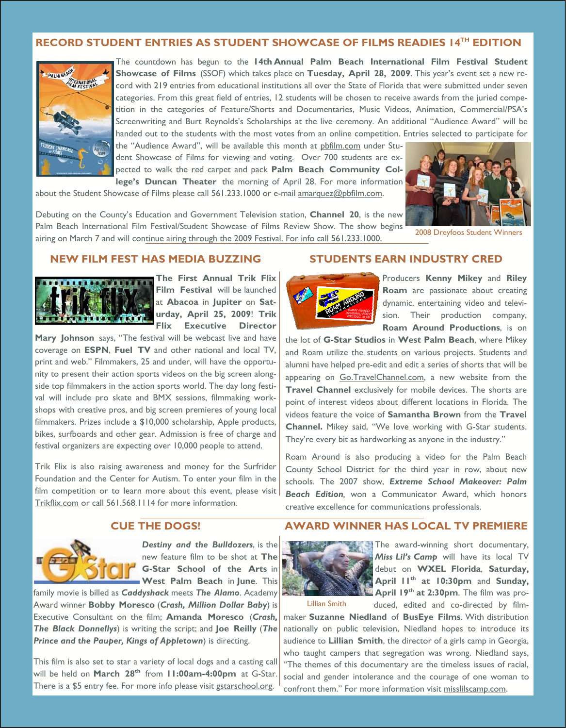## RECORD STUDENT ENTRIES AS STUDENT SHOWCASE OF FILMS READIES 14TH EDITION

The countdown has begun to the **14th Annual Palm Beach International Film Festival Student Showcase of Films** (SSOF) which takes place on **Tuesday, April 28, 2009**. This year's event set a new record with 219 entries from educational institutions all over the State of Florida that were submitted under seven categories. From this great field of entries, 12 students will be chosen to receive awards from the juried competition in the categories of Feature/Shorts and Documentaries, Music Videos, Animation, Commercial/PSA's Screenwriting and Burt Reynolds's Scholarships at the live ceremony. An additional "Audience Award" will be handed out to the students with the most votes from an online competition. Entries selected to participate for the "Audience Award", will be available this month at pbfilm.com under Student Showcase of Films for viewing and voting. Over 700 students are expected to walk the red carpet and pack **Palm Beach Community College's Duncan Theater** the morning of April 28. For more information about the Student Showcase of Films please call 561.233.1000 or e-mail amarquez@pbfilm.com.

Debuting on the County's Education and Government Television station, **Channel 20**, is the new Palm Beach International Film Festival/Student Showcase of Films Review Show. The show begins airing on March 7 and will continue airing through the 2009 Festival. For info call 561.233.1000.

2008 Dreyfoos Student Winners

## NEW FILM FEST HAS MEDIA BUZZING

**The First Annual Trik Flix Film Festival** will be launched at **Abacoa** in **Jupiter** on **Saturday, April 25, 2009**! **Trik Flix Executive Director Mary Johnson** says, "The festival will be webcast live and have coverage on **ESPN**, **Fuel TV** and other national and local TV, print and web." Filmmakers, 25 and under, will have the opportunity to present their action sports videos on the big screen alongside top filmmakers in the action sports world. The day long festival will include pro skate and BMX sessions, filmmaking workshops with creative pros, and big screen premieres of young local filmmakers. Prizes include a $10,000 scholarship, Apple products, bikes, surfboards and other gear. Admission is free of charge and festival organizers are expecting over 10,000 people to attend.

Trik Flix is also raising awareness and money for the Surfrider Foundation and the Center for Autism. To enter your film in the film competition or to learn more about this event, please visit Trikflix.com or call 561.568.1114 for more information.

## STUDENTS EARN INDUSTRY CRED

Producers **Kenny Mikey** and **Riley Roam** are passionate about creating dynamic, entertaining video and television. Their production company, **Roam Around Productions**, is on the lot of **G-Star Studios** in **West Palm Beach**, where Mikey and Roam utilize the students on various projects. Students and alumni have helped pre-edit and edit a series of shorts that will be appearing on Go.TravelChannel.com, a new website from the **Travel Channel** exclusively for mobile devices. The shorts are point of interest videos about different locations in Florida. The videos feature the voice of **Samantha Brown** from the **Travel Channel.** Mikey said, "We love working with G-Star students. They're every bit as hardworking as anyone in the industry."

Roam Around is also producing a video for the Palm Beach County School District for the third year in row, about new schools. The 2007 show, ***Extreme School Makeover: Palm Beach Edition***, won a Communicator Award, which honors creative excellence for communications professionals.

## CUE THE DOGS!

***Destiny and the Bulldozers***, is the new feature film to be shot at **The G-Star School of the Arts** in **West Palm Beach** in **June**. This family movie is billed as ***Caddyshack*** meets ***The Alamo***. Academy Award winner **Bobby Moresco** (***Crash, Million Dollar Baby***) is Executive Consultant on the film; **Amanda Moresco** (***Crash, The Black Donnellys***) is writing the script; and **Joe Reilly** (***The Prince and the Pauper, Kings of Appletown***) is directing.

This film is also set to star a variety of local dogs and a casting call will be held on **March 28th** from **11:00am-4:00pm** at G-Star. There is a $5 entry fee. For more info please visit gstarschool.org.

## AWARD WINNER HAS LOCAL TV PREMIERE

The award-winning short documentary, ***Miss Lil's Camp*** will have its local TV debut on **WXEL Florida**, **Saturday, April 11th at 10:30pm** and **Sunday, April 19th at 2:30pm**. The film was produced, edited and co-directed by filmmaker **Suzanne Niedland** of **BusEye Films**. With distribution nationally on public television, Niedland hopes to introduce its audience to **Lillian Smith**, the director of a girls camp in Georgia, who taught campers that segregation was wrong. Niedland says, "The themes of this documentary are the timeless issues of racial, social and gender intolerance and the courage of one woman to confront them." For more information visit misslilscamp.com.

Lillian Smith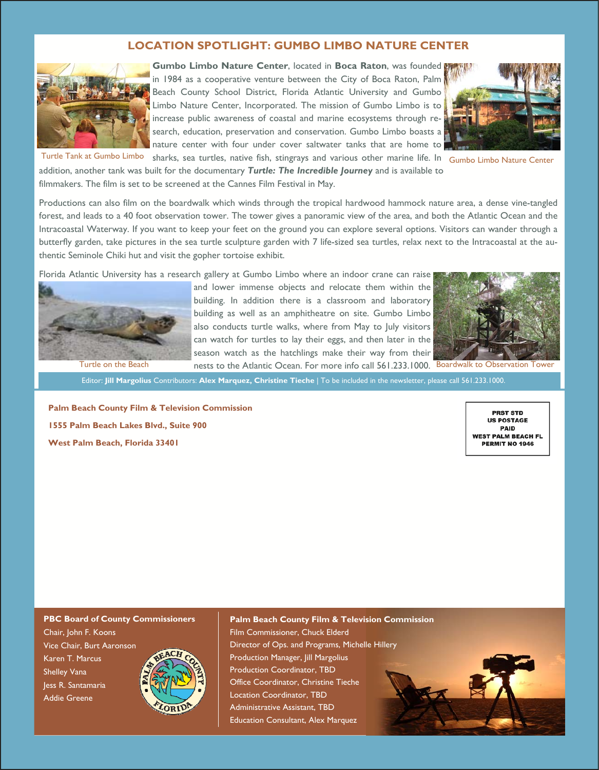## LOCATION SPOTLIGHT: GUMBO LIMBO NATURE CENTER

**Gumbo Limbo Nature Center**, located in **Boca Raton**, was founded in 1984 as a cooperative venture between the City of Boca Raton, Palm Beach County School District, Florida Atlantic University and Gumbo Limbo Nature Center, Incorporated. The mission of Gumbo Limbo is to increase public awareness of coastal and marine ecosystems through research, education, preservation and conservation. Gumbo Limbo boasts a nature center with four under cover saltwater tanks that are home to sharks, sea turtles, native fish, stingrays and various other marine life. In addition, another tank was built for the documentary ***Turtle: The Incredible Journey*** and is available to filmmakers. The film is set to be screened at the Cannes Film Festival in May.

Turtle Tank at Gumbo Limbo

Gumbo Limbo Nature Center

Productions can also film on the boardwalk which winds through the tropical hardwood hammock nature area, a dense vine-tangled forest, and leads to a 40 foot observation tower. The tower gives a panoramic view of the area, and both the Atlantic Ocean and the Intracoastal Waterway. If you want to keep your feet on the ground you can explore several options. Visitors can wander through a butterfly garden, take pictures in the sea turtle sculpture garden with 7 life-sized sea turtles, relax next to the Intracoastal at the authentic Seminole Chiki hut and visit the gopher tortoise exhibit.

Florida Atlantic University has a research gallery at Gumbo Limbo where an indoor crane can raise and lower immense objects and relocate them within the building. In addition there is a classroom and laboratory building as well as an amphitheatre on site. Gumbo Limbo also conducts turtle walks, where from May to July visitors can watch for turtles to lay their eggs, and then later in the season watch as the hatchlings make their way from their nests to the Atlantic Ocean. For more info call 561.233.1000.

Turtle on the Beach

Boardwalk to Observation Tower

Editor: **Jill Margolius** Contributors: **Alex Marquez, Christine Tieche** | To be included in the newsletter, please call 561.233.1000.

**Palm Beach County Film & Television Commission**

**1555 Palm Beach Lakes Blvd., Suite 900**

**West Palm Beach, Florida 33401**

PRST STD
US POSTAGE
PAID
WEST PALM BEACH FL
PERMIT NO 1946

**PBC Board of County Commissioners**

Chair, John F. Koons
Vice Chair, Burt Aaronson
Karen T. Marcus
Shelley Vana
Jess R. Santamaria
Addie Greene

**Palm Beach County Film & Television Commission**

Film Commissioner, Chuck Elderd
Director of Ops. and Programs, Michelle Hillery
Production Manager, Jill Margolius
Production Coordinator, TBD
Office Coordinator, Christine Tieche
Location Coordinator, TBD
Administrative Assistant, TBD
Education Consultant, Alex Marquez